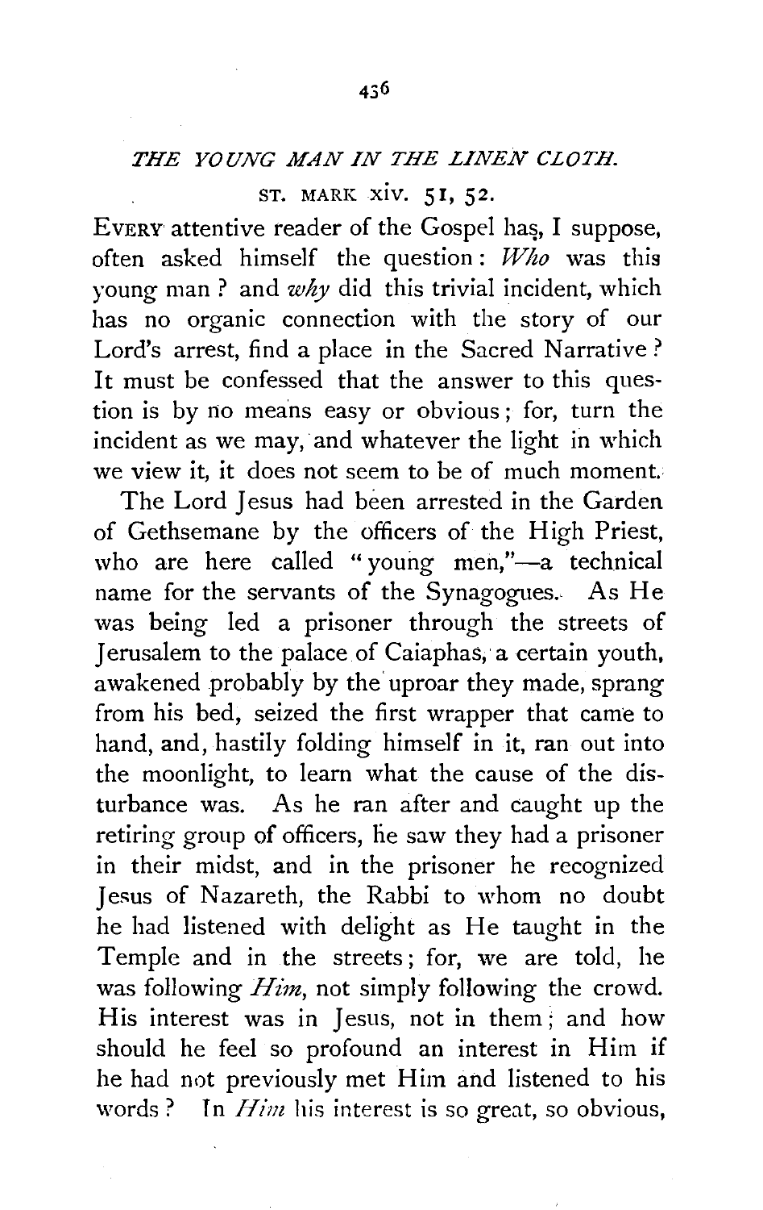## *THE YOUNG MAN IN THE LINEN CLOTH.*

ST. MARK xiv. 51, 52.

EVERY attentive reader of the Gospel has, I suppose, often asked himself the question: *Who* was this young man? and *why* did this trivial incident, which has no organic connection with the story of our Lord's arrest, find a place in the Sacred Narrative? It must be confessed that the answer to this question is by no means easy or obvious; for, turn the incident as we may, and whatever the light in which we view it, it does not seem to be of much moment.

The Lord Jesus had been arrested in the Garden of Gethsemane by the officers of the High Priest, who are here called "young men,"—a technical name for the servants of the Synagogues. As He was being led a prisoner through the streets of Jerusalem to the palace of Caiaphas, a certain youth, awakened probably by the uproar they made, sprang from his bed, seized the first wrapper that came to hand, and, hastily folding himself in it, ran out into the moonlight, to learn what the cause of the disturbance was. As he ran after and caught up the retiring group of officers, he saw they had a prisoner in their midst, and in the prisoner he recognized Jesus of Nazareth, the Rabbi to whom no doubt he had listened with delight as He taught in the Temple and in the streets; for, we are told, he was following *Him*, not simply following the crowd. His interest was in Jesus, not in them; and how should he feel so profound an interest in Him if he had not previously met Him and listened to his words? In *Him* his interest is so great, so obvious,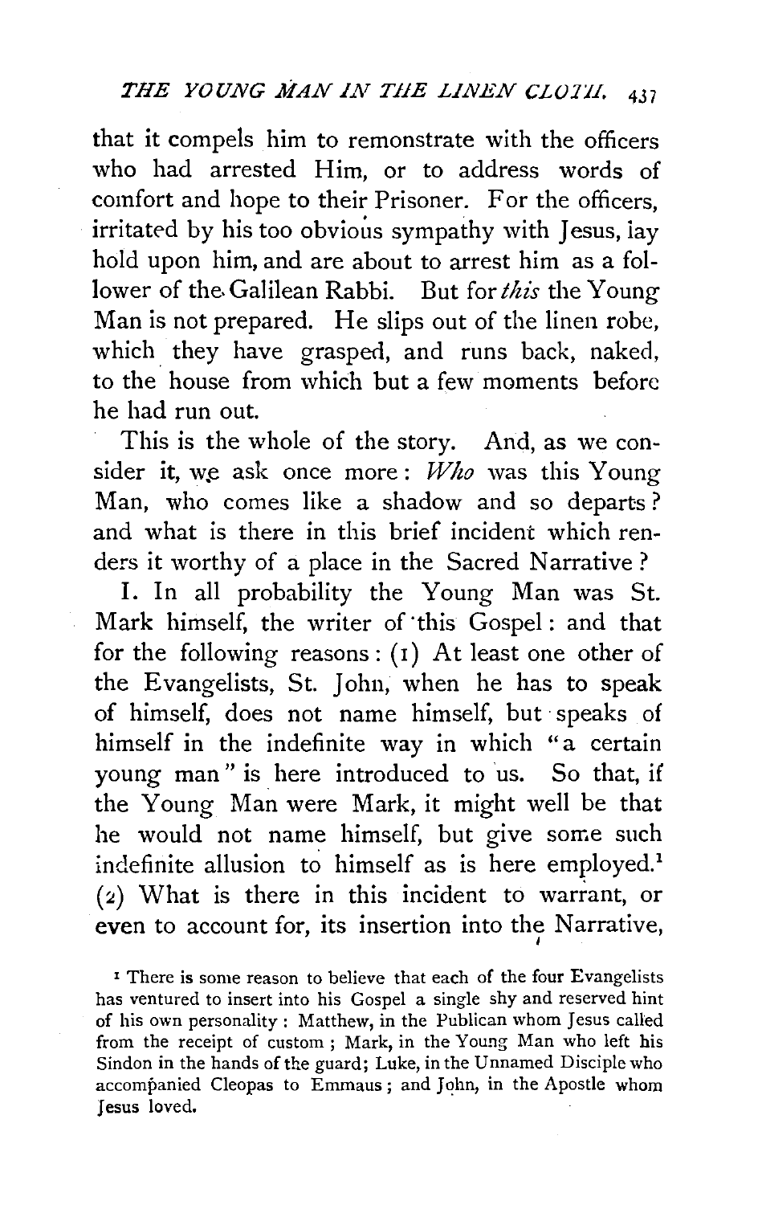that it compels him to remonstrate with the officers who had arrested Him, or to address words of comfort and hope to their Prisoner. For the officers, irritated by his too obvious sympathy with Jesus, lay hold upon him, and are about to arrest him as a follower of the Galilean Rabbi. But for *this* the Young Man is not prepared. He slips out of the linen robe, which they have grasped, and runs back, naked, to the house from which but a few moments before he had run out.

This is the whole of the story. And, as we consider it, we ask once more: *Who* was this Young Man, who comes like a shadow and so departs? and what is there in this brief incident which renders it worthy of a place in the Sacred Narrative?

I. In all probability the Young Man was St. Mark himself, the writer of this Gospel: and that for the following reasons: (1) At least one other of the Evangelists, St. John, when he has to speak of himself, does not name himself, but speaks of himself in the indefinite way in which "a certain young man" is here introduced to us. So that, if the Young Man were Mark, it might well be that he would not name himself, but give some such indefinite allusion to himself as is here employed.[1] (2) What is there in this incident to warrant, or even to account for, its insertion into the Narrative,

[1] There is some reason to believe that each of the four Evangelists has ventured to insert into his Gospel a single shy and reserved hint of his own personality: Matthew, in the Publican whom Jesus called from the receipt of custom; Mark, in the Young Man who left his Sindon in the hands of the guard; Luke, in the Unnamed Disciple who accompanied Cleopas to Emmaus; and John, in the Apostle whom Jesus loved.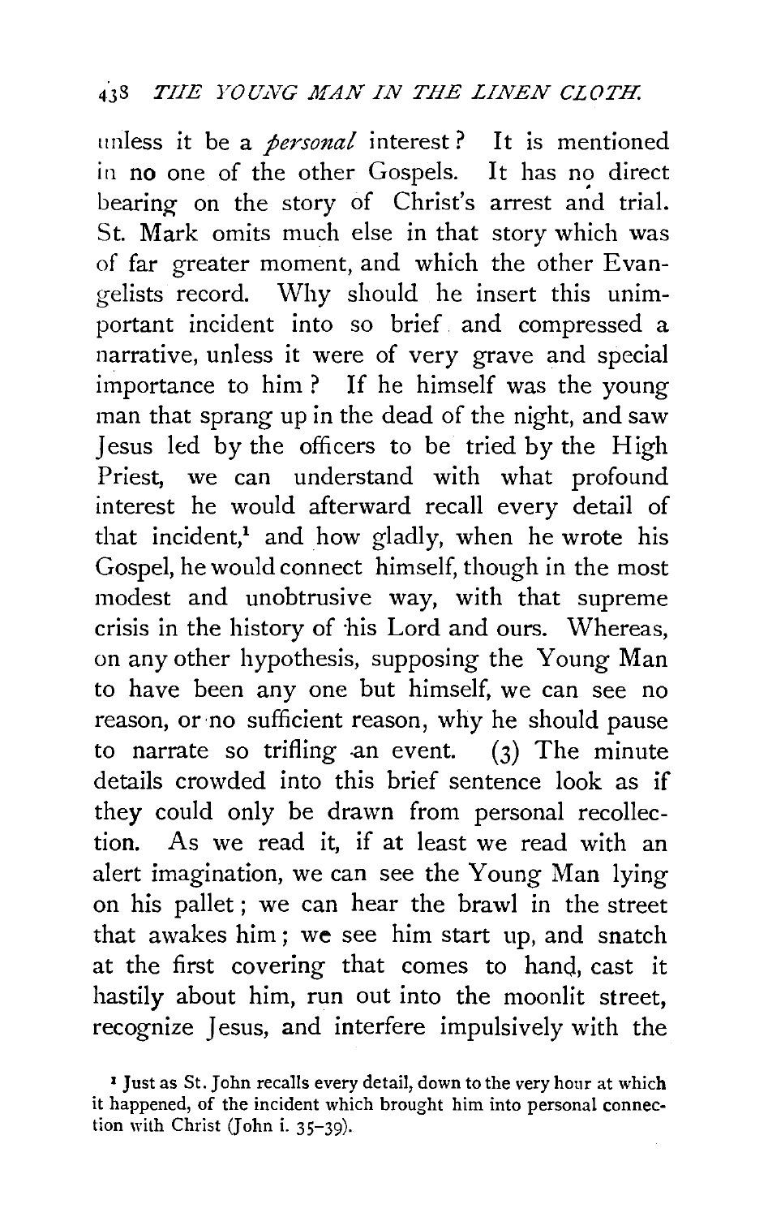unless it be a *personal* interest? It is mentioned in no one of the other Gospels. It has no direct bearing on the story of Christ's arrest and trial. St. Mark omits much else in that story which was of far greater moment, and which the other Evangelists record. Why should he insert this unimportant incident into so brief and compressed a narrative, unless it were of very grave and special importance to him? If he himself was the young man that sprang up in the dead of the night, and saw Jesus led by the officers to be tried by the High Priest, we can understand with what profound interest he would afterward recall every detail of that incident,[1] and how gladly, when he wrote his Gospel, he would connect himself, though in the most modest and unobtrusive way, with that supreme crisis in the history of his Lord and ours. Whereas, on any other hypothesis, supposing the Young Man to have been any one but himself, we can see no reason, or no sufficient reason, why he should pause to narrate so trifling an event. (3) The minute details crowded into this brief sentence look as if they could only be drawn from personal recollection. As we read it, if at least we read with an alert imagination, we can see the Young Man lying on his pallet; we can hear the brawl in the street that awakes him; we see him start up, and snatch at the first covering that comes to hand, cast it hastily about him, run out into the moonlit street, recognize Jesus, and interfere impulsively with the

[1] Just as St. John recalls every detail, down to the very hour at which it happened, of the incident which brought him into personal connection with Christ (John i. 35–39).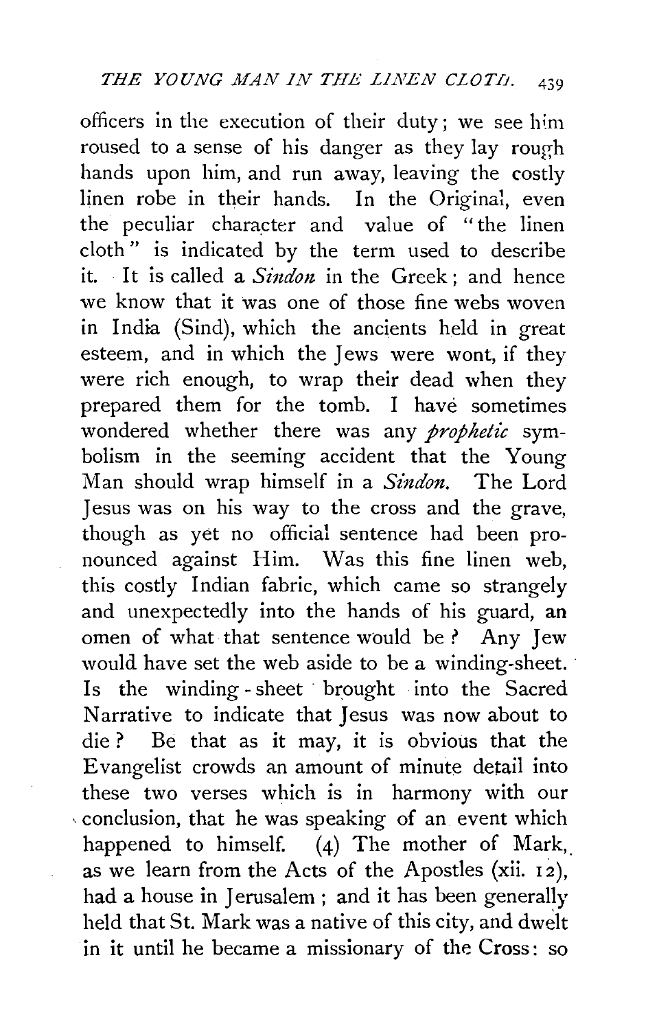officers in the execution of their duty; we see him roused to a sense of his danger as they lay rough hands upon him, and run away, leaving the costly linen robe in their hands. In the Original, even the peculiar character and value of "the linen cloth" is indicated by the term used to describe it. It is called a *Sindon* in the Greek; and hence we know that it was one of those fine webs woven in India (Sind), which the ancients held in great esteem, and in which the Jews were wont, if they were rich enough, to wrap their dead when they prepared them for the tomb. I have sometimes wondered whether there was any *prophetic* symbolism in the seeming accident that the Young Man should wrap himself in a *Sindon*. The Lord Jesus was on his way to the cross and the grave, though as yet no official sentence had been pronounced against Him. Was this fine linen web, this costly Indian fabric, which came so strangely and unexpectedly into the hands of his guard, an omen of what that sentence would be? Any Jew would have set the web aside to be a winding-sheet. Is the winding-sheet brought into the Sacred Narrative to indicate that Jesus was now about to die? Be that as it may, it is obvious that the Evangelist crowds an amount of minute detail into these two verses which is in harmony with our conclusion, that he was speaking of an event which happened to himself. (4) The mother of Mark, as we learn from the Acts of the Apostles (xii. 12), had a house in Jerusalem; and it has been generally held that St. Mark was a native of this city, and dwelt in it until he became a missionary of the Cross: so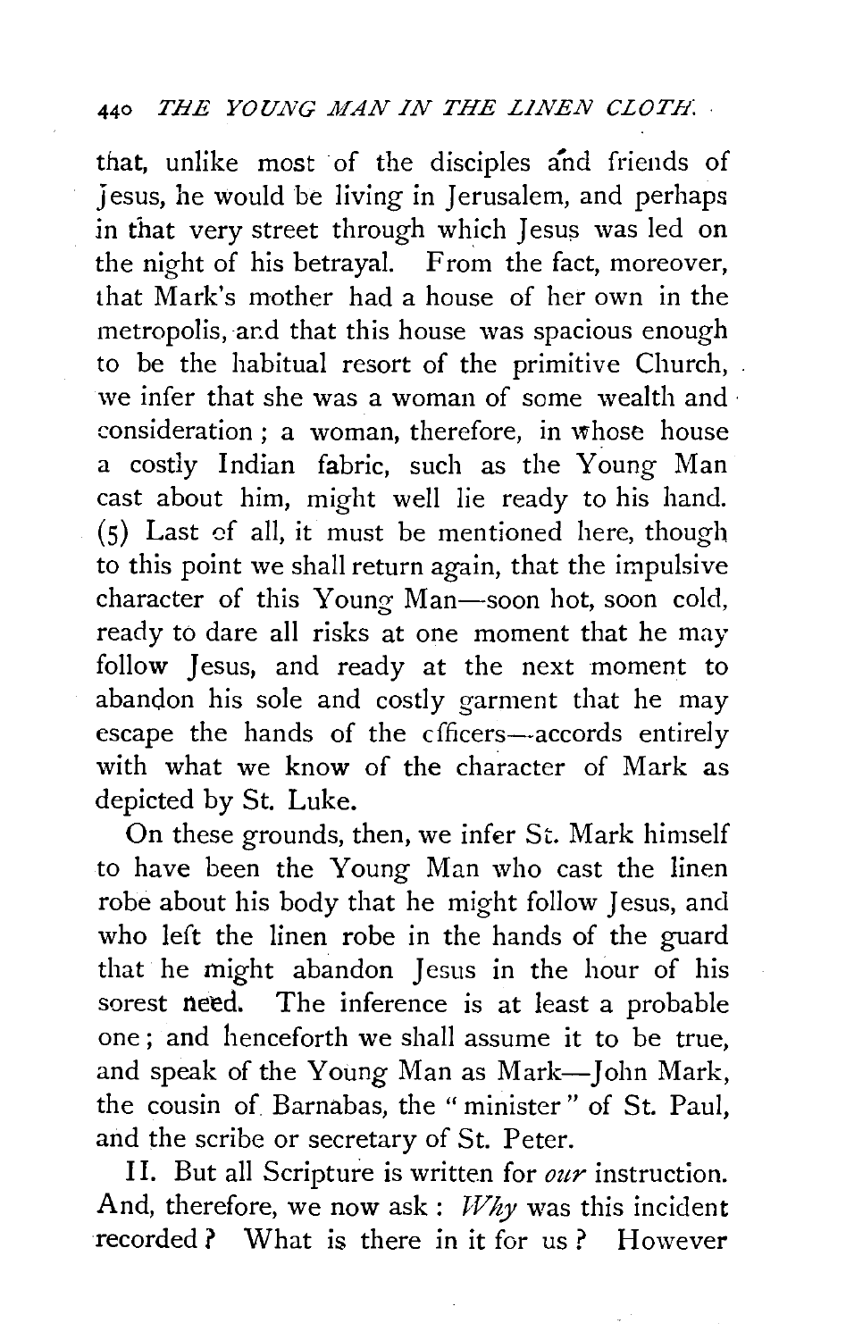that, unlike most of the disciples and friends of Jesus, he would be living in Jerusalem, and perhaps in that very street through which Jesus was led on the night of his betrayal. From the fact, moreover, that Mark's mother had a house of her own in the metropolis, and that this house was spacious enough to be the habitual resort of the primitive Church, we infer that she was a woman of some wealth and consideration; a woman, therefore, in whose house a costly Indian fabric, such as the Young Man cast about him, might well lie ready to his hand. (5) Last of all, it must be mentioned here, though to this point we shall return again, that the impulsive character of this Young Man—soon hot, soon cold, ready to dare all risks at one moment that he may follow Jesus, and ready at the next moment to abandon his sole and costly garment that he may escape the hands of the officers—accords entirely with what we know of the character of Mark as depicted by St. Luke.

On these grounds, then, we infer St. Mark himself to have been the Young Man who cast the linen robe about his body that he might follow Jesus, and who left the linen robe in the hands of the guard that he might abandon Jesus in the hour of his sorest need. The inference is at least a probable one; and henceforth we shall assume it to be true, and speak of the Young Man as Mark—John Mark, the cousin of Barnabas, the "minister" of St. Paul, and the scribe or secretary of St. Peter.

II. But all Scripture is written for *our* instruction. And, therefore, we now ask: *Why* was this incident recorded? What is there in it for us? However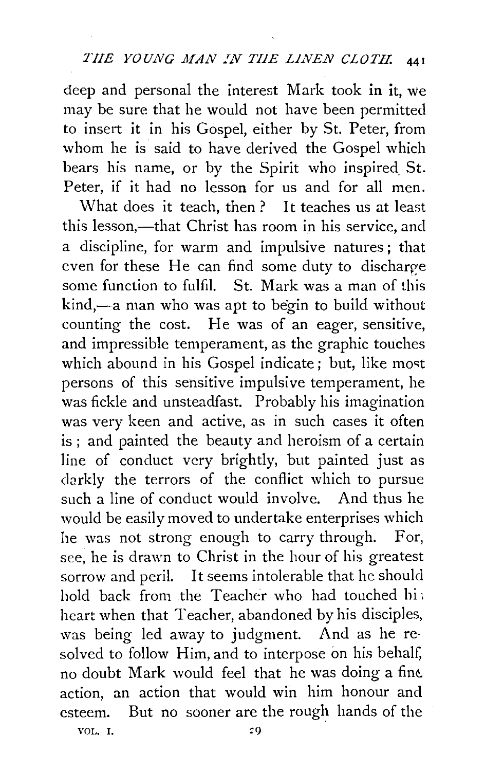deep and personal the interest Mark took in it, we may be sure that he would not have been permitted to insert it in his Gospel, either by St. Peter, from whom he is said to have derived the Gospel which bears his name, or by the Spirit who inspired St. Peter, if it had no lesson for us and for all men.

What does it teach, then? It teaches us at least this lesson,—that Christ has room in his service, and a discipline, for warm and impulsive natures; that even for these He can find some duty to discharge some function to fulfil. St. Mark was a man of this kind,—a man who was apt to begin to build without counting the cost. He was of an eager, sensitive, and impressible temperament, as the graphic touches which abound in his Gospel indicate; but, like most persons of this sensitive impulsive temperament, he was fickle and unsteadfast. Probably his imagination was very keen and active, as in such cases it often is; and painted the beauty and heroism of a certain line of conduct very brightly, but painted just as darkly the terrors of the conflict which to pursue such a line of conduct would involve. And thus he would be easily moved to undertake enterprises which he was not strong enough to carry through. For, see, he is drawn to Christ in the hour of his greatest sorrow and peril. It seems intolerable that he should hold back from the Teacher who had touched his heart when that Teacher, abandoned by his disciples, was being led away to judgment. And as he resolved to follow Him, and to interpose on his behalf, no doubt Mark would feel that he was doing a fine action, an action that would win him honour and esteem. But no sooner are the rough hands of the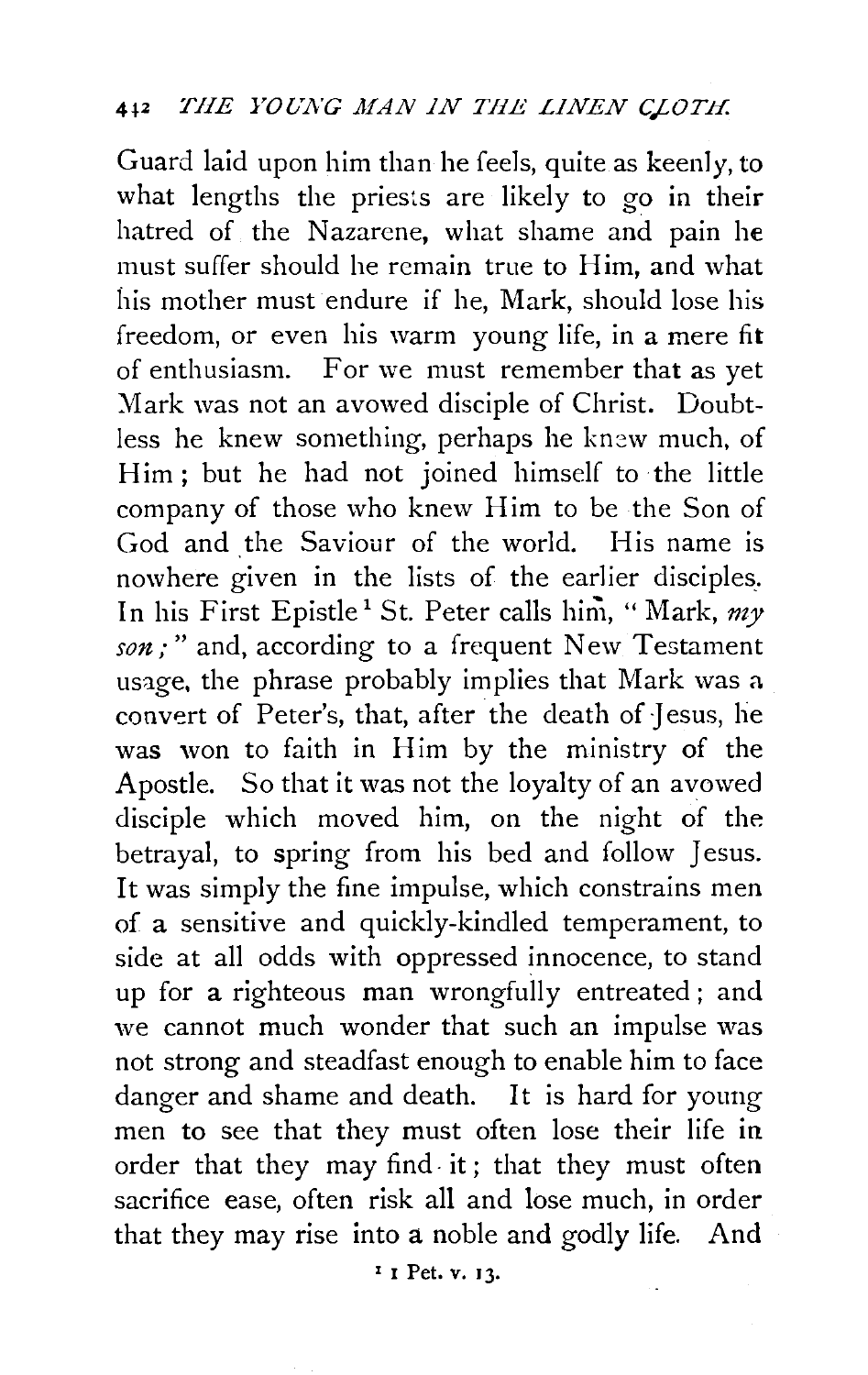Guard laid upon him than he feels, quite as keenly, to what lengths the priests are likely to go in their hatred of the Nazarene, what shame and pain he must suffer should he remain true to Him, and what his mother must endure if he, Mark, should lose his freedom, or even his warm young life, in a mere fit of enthusiasm. For we must remember that as yet Mark was not an avowed disciple of Christ. Doubtless he knew something, perhaps he knew much, of Him; but he had not joined himself to the little company of those who knew Him to be the Son of God and the Saviour of the world. His name is nowhere given in the lists of the earlier disciples. In his First Epistle[1] St. Peter calls him, "Mark, *my son;*" and, according to a frequent New Testament usage, the phrase probably implies that Mark was a convert of Peter's, that, after the death of Jesus, he was won to faith in Him by the ministry of the Apostle. So that it was not the loyalty of an avowed disciple which moved him, on the night of the betrayal, to spring from his bed and follow Jesus. It was simply the fine impulse, which constrains men of a sensitive and quickly-kindled temperament, to side at all odds with oppressed innocence, to stand up for a righteous man wrongfully entreated; and we cannot much wonder that such an impulse was not strong and steadfast enough to enable him to face danger and shame and death. It is hard for young men to see that they must often lose their life in order that they may find it; that they must often sacrifice ease, often risk all and lose much, in order that they may rise into a noble and godly life. And

[1] 1 Pet. v. 13.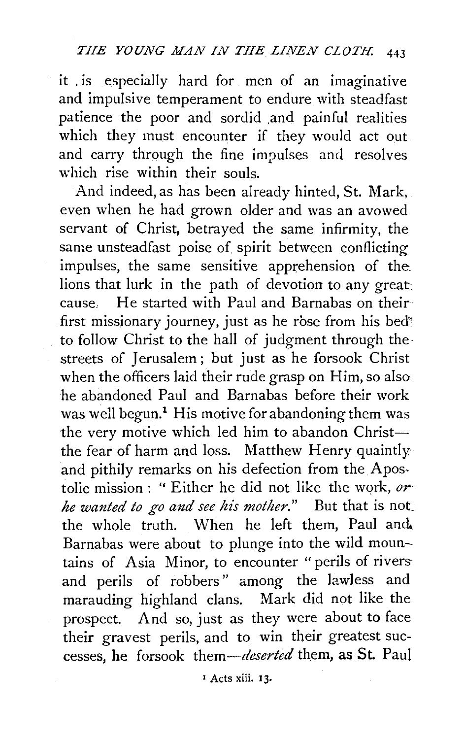it is especially hard for men of an imaginative and impulsive temperament to endure with steadfast patience the poor and sordid and painful realities which they must encounter if they would act out and carry through the fine impulses and resolves which rise within their souls.

And indeed, as has been already hinted, St. Mark, even when he had grown older and was an avowed servant of Christ, betrayed the same infirmity, the same unsteadfast poise of spirit between conflicting impulses, the same sensitive apprehension of the lions that lurk in the path of devotion to any great cause. He started with Paul and Barnabas on their first missionary journey, just as he rose from his bed to follow Christ to the hall of judgment through the streets of Jerusalem; but just as he forsook Christ when the officers laid their rude grasp on Him, so also he abandoned Paul and Barnabas before their work was well begun.[1] His motive for abandoning them was the very motive which led him to abandon Christ—the fear of harm and loss. Matthew Henry quaintly and pithily remarks on his defection from the Apostolic mission: "Either he did not like the work, *or he wanted to go and see his mother.*" But that is not the whole truth. When he left them, Paul and Barnabas were about to plunge into the wild mountains of Asia Minor, to encounter "perils of rivers and perils of robbers" among the lawless and marauding highland clans. Mark did not like the prospect. And so, just as they were about to face their gravest perils, and to win their greatest successes, he forsook them—*deserted* them, as St. Paul

[1] Acts xiii. 13.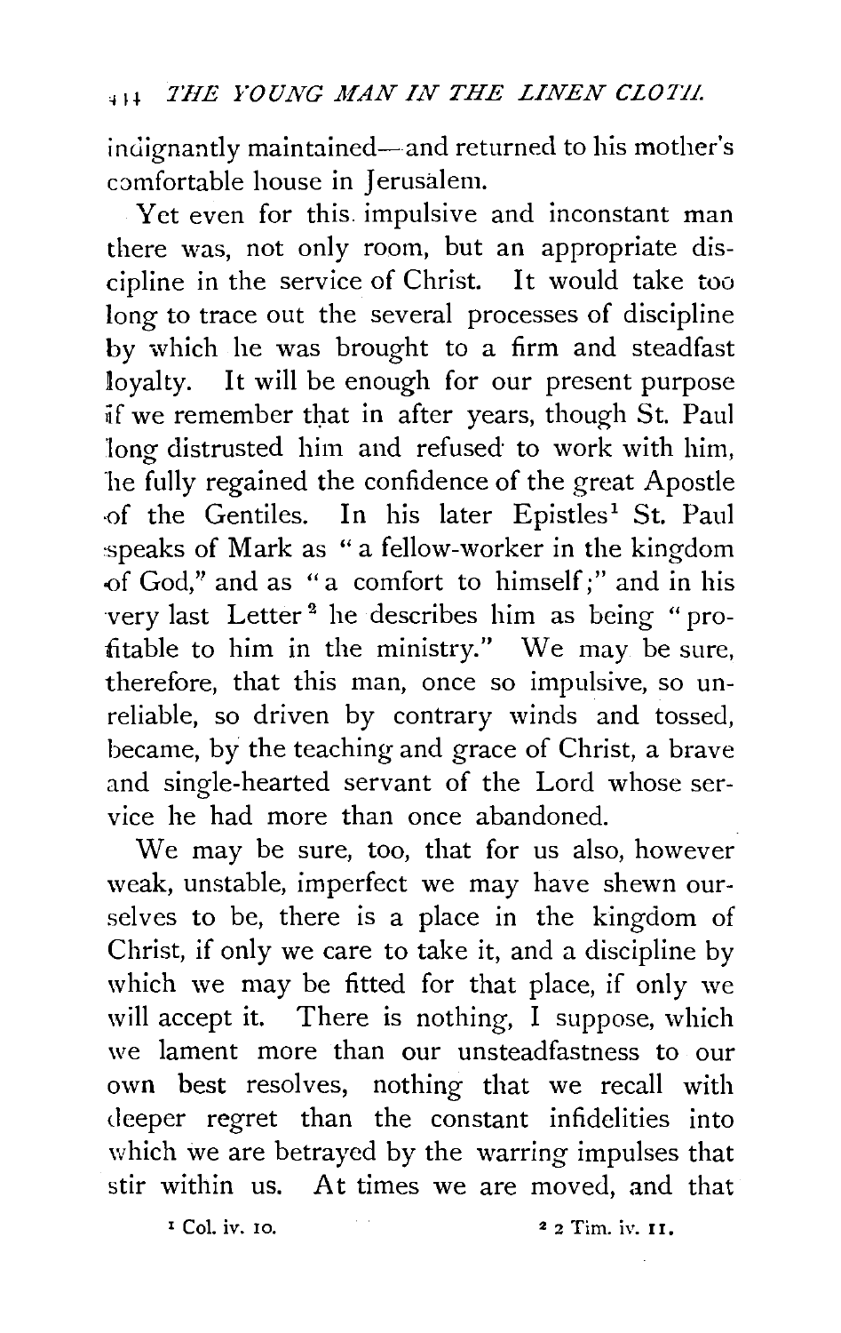indignantly maintained—and returned to his mother's comfortable house in Jerusalem.

Yet even for this impulsive and inconstant man there was, not only room, but an appropriate discipline in the service of Christ. It would take too long to trace out the several processes of discipline by which he was brought to a firm and steadfast loyalty. It will be enough for our present purpose if we remember that in after years, though St. Paul long distrusted him and refused to work with him, he fully regained the confidence of the great Apostle of the Gentiles. In his later Epistles[1] St. Paul speaks of Mark as "a fellow-worker in the kingdom of God," and as "a comfort to himself;" and in his very last Letter[2] he describes him as being "profitable to him in the ministry." We may be sure, therefore, that this man, once so impulsive, so unreliable, so driven by contrary winds and tossed, became, by the teaching and grace of Christ, a brave and single-hearted servant of the Lord whose service he had more than once abandoned.

We may be sure, too, that for us also, however weak, unstable, imperfect we may have shewn ourselves to be, there is a place in the kingdom of Christ, if only we care to take it, and a discipline by which we may be fitted for that place, if only we will accept it. There is nothing, I suppose, which we lament more than our unsteadfastness to our own best resolves, nothing that we recall with deeper regret than the constant infidelities into which we are betrayed by the warring impulses that stir within us. At times we are moved, and that

[1] Col. iv. 10.

[2] 2 Tim. iv. 11.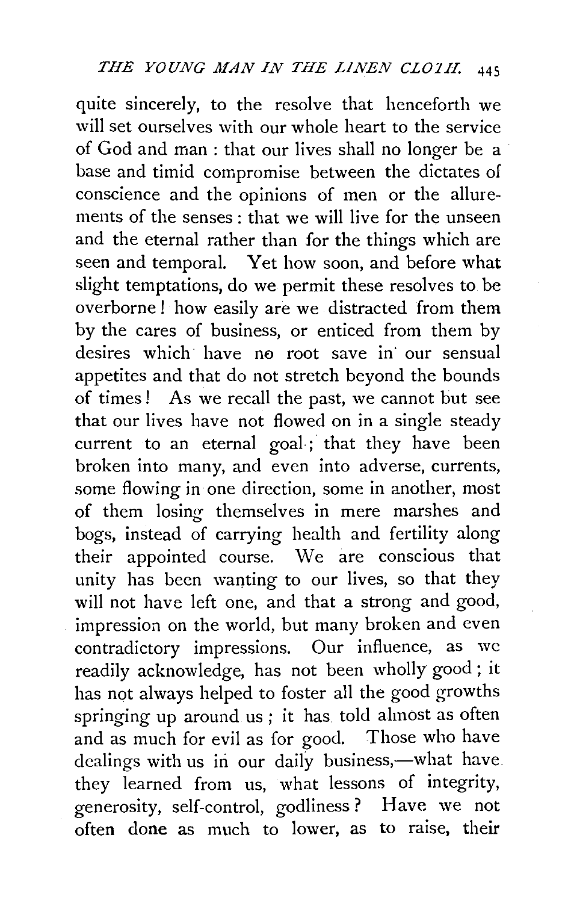quite sincerely, to the resolve that henceforth we will set ourselves with our whole heart to the service of God and man : that our lives shall no longer be a base and timid compromise between the dictates of conscience and the opinions of men or the allurements of the senses : that we will live for the unseen and the eternal rather than for the things which are seen and temporal. Yet how soon, and before what slight temptations, do we permit these resolves to be overborne! how easily are we distracted from them by the cares of business, or enticed from them by desires which have no root save in our sensual appetites and that do not stretch beyond the bounds of times! As we recall the past, we cannot but see that our lives have not flowed on in a single steady current to an eternal goal; that they have been broken into many, and even into adverse, currents, some flowing in one direction, some in another, most of them losing themselves in mere marshes and bogs, instead of carrying health and fertility along their appointed course. We are conscious that unity has been wanting to our lives, so that they will not have left one, and that a strong and good, impression on the world, but many broken and even contradictory impressions. Our influence, as we readily acknowledge, has not been wholly good ; it has not always helped to foster all the good growths springing up around us ; it has told almost as often and as much for evil as for good. Those who have dealings with us in our daily business,—what have they learned from us, what lessons of integrity, generosity, self-control, godliness? Have we not often done as much to lower, as to raise, their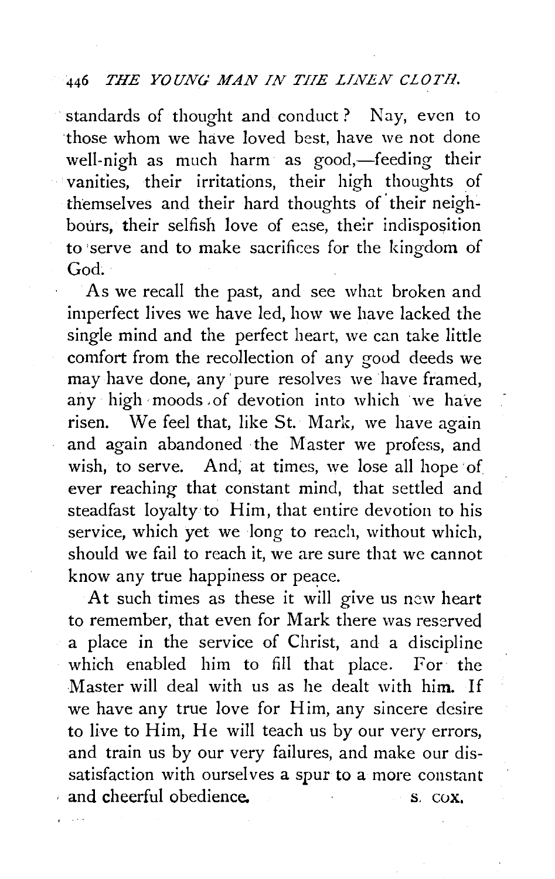standards of thought and conduct? Nay, even to those whom we have loved best, have we not done well-nigh as much harm as good,—feeding their vanities, their irritations, their high thoughts of themselves and their hard thoughts of their neighbours, their selfish love of ease, their indisposition to serve and to make sacrifices for the kingdom of God.

As we recall the past, and see what broken and imperfect lives we have led, how we have lacked the single mind and the perfect heart, we can take little comfort from the recollection of any good deeds we may have done, any pure resolves we have framed, any high moods of devotion into which we have risen. We feel that, like St. Mark, we have again and again abandoned the Master we profess, and wish, to serve. And, at times, we lose all hope of ever reaching that constant mind, that settled and steadfast loyalty to Him, that entire devotion to his service, which yet we long to reach, without which, should we fail to reach it, we are sure that we cannot know any true happiness or peace.

At such times as these it will give us new heart to remember, that even for Mark there was reserved a place in the service of Christ, and a discipline which enabled him to fill that place. For the Master will deal with us as he dealt with him. If we have any true love for Him, any sincere desire to live to Him, He will teach us by our very errors, and train us by our very failures, and make our dissatisfaction with ourselves a spur to a more constant and cheerful obedience.

S. COX.